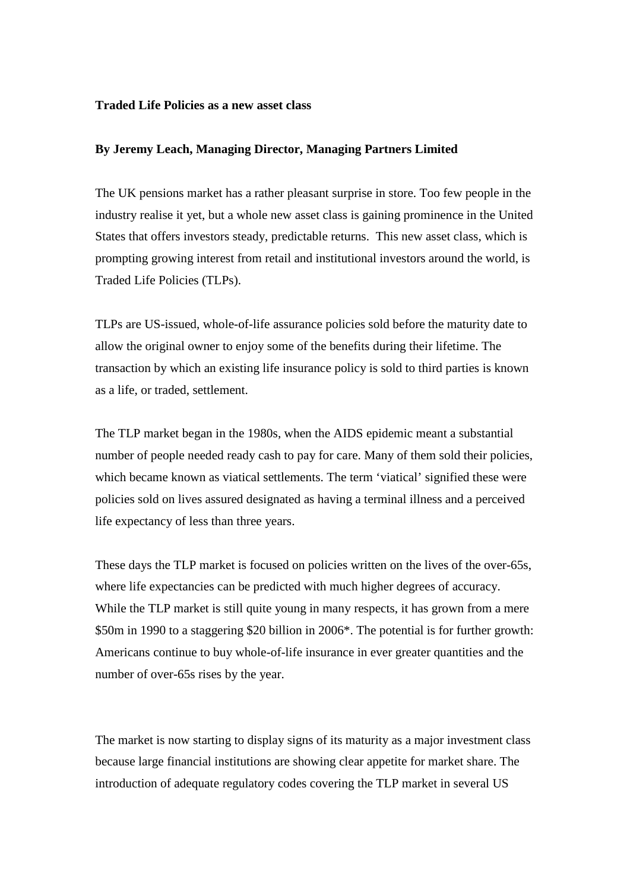**Traded Life Policies as a new asset class**

**By Jeremy Leach, Managing Director, Managing Partners Limited**

The UK pensions market has a rather pleasant surprise in store. Too few people in the industry realise it yet, but a whole new asset class is gaining prominence in the United States that offers investors steady, predictable returns. This new asset class, which is prompting growing interest from retail and institutional investors around the world, is Traded Life Policies (TLPs).

TLPs are US-issued, whole-of-life assurance policies sold before the maturity date to allow the original owner to enjoy some of the benefits during their lifetime. The transaction by which an existing life insurance policy is sold to third parties is known as a life, or traded, settlement.

The TLP market began in the 1980s, when the AIDS epidemic meant a substantial number of people needed ready cash to pay for care. Many of them sold their policies, which became known as viatical settlements. The term 'viatical' signified these were policies sold on lives assured designated as having a terminal illness and a perceived life expectancy of less than three years.

These days the TLP market is focused on policies written on the lives of the over-65s, where life expectancies can be predicted with much higher degrees of accuracy. While the TLP market is still quite young in many respects, it has grown from a mere $50m in 1990 to a staggering $20 billion in 2006*. The potential is for further growth: Americans continue to buy whole-of-life insurance in ever greater quantities and the number of over-65s rises by the year.

The market is now starting to display signs of its maturity as a major investment class because large financial institutions are showing clear appetite for market share. The introduction of adequate regulatory codes covering the TLP market in several US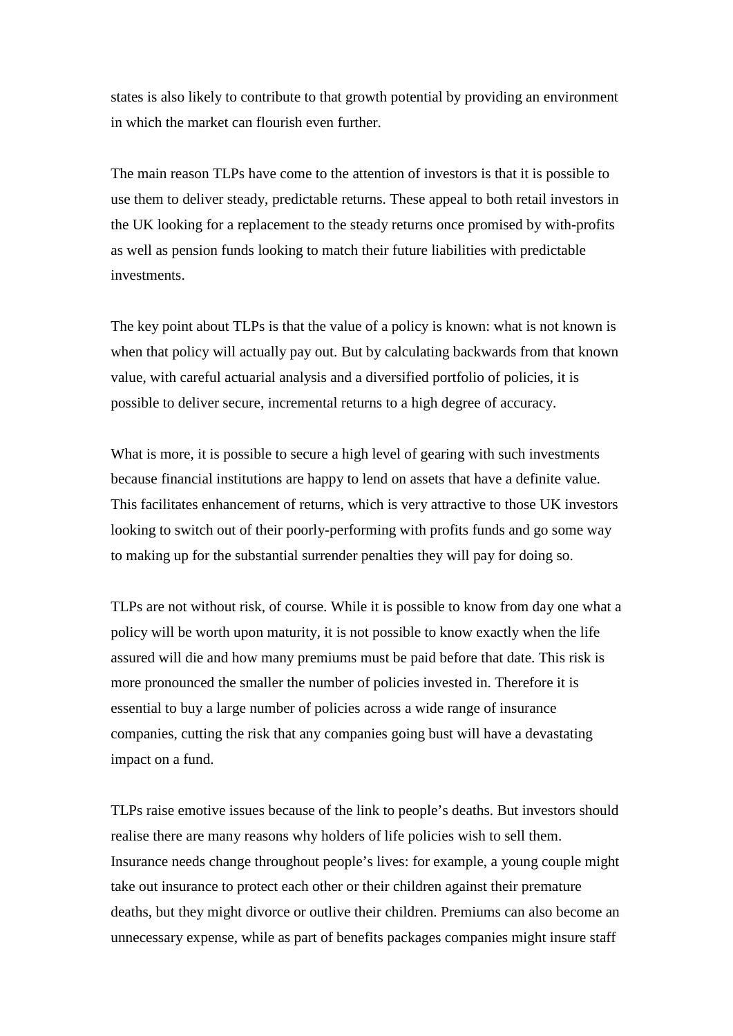states is also likely to contribute to that growth potential by providing an environment in which the market can flourish even further.

The main reason TLPs have come to the attention of investors is that it is possible to use them to deliver steady, predictable returns. These appeal to both retail investors in the UK looking for a replacement to the steady returns once promised by with-profits as well as pension funds looking to match their future liabilities with predictable investments.

The key point about TLPs is that the value of a policy is known: what is not known is when that policy will actually pay out. But by calculating backwards from that known value, with careful actuarial analysis and a diversified portfolio of policies, it is possible to deliver secure, incremental returns to a high degree of accuracy.

What is more, it is possible to secure a high level of gearing with such investments because financial institutions are happy to lend on assets that have a definite value. This facilitates enhancement of returns, which is very attractive to those UK investors looking to switch out of their poorly-performing with profits funds and go some way to making up for the substantial surrender penalties they will pay for doing so.

TLPs are not without risk, of course. While it is possible to know from day one what a policy will be worth upon maturity, it is not possible to know exactly when the life assured will die and how many premiums must be paid before that date. This risk is more pronounced the smaller the number of policies invested in. Therefore it is essential to buy a large number of policies across a wide range of insurance companies, cutting the risk that any companies going bust will have a devastating impact on a fund.

TLPs raise emotive issues because of the link to people's deaths. But investors should realise there are many reasons why holders of life policies wish to sell them. Insurance needs change throughout people's lives: for example, a young couple might take out insurance to protect each other or their children against their premature deaths, but they might divorce or outlive their children. Premiums can also become an unnecessary expense, while as part of benefits packages companies might insure staff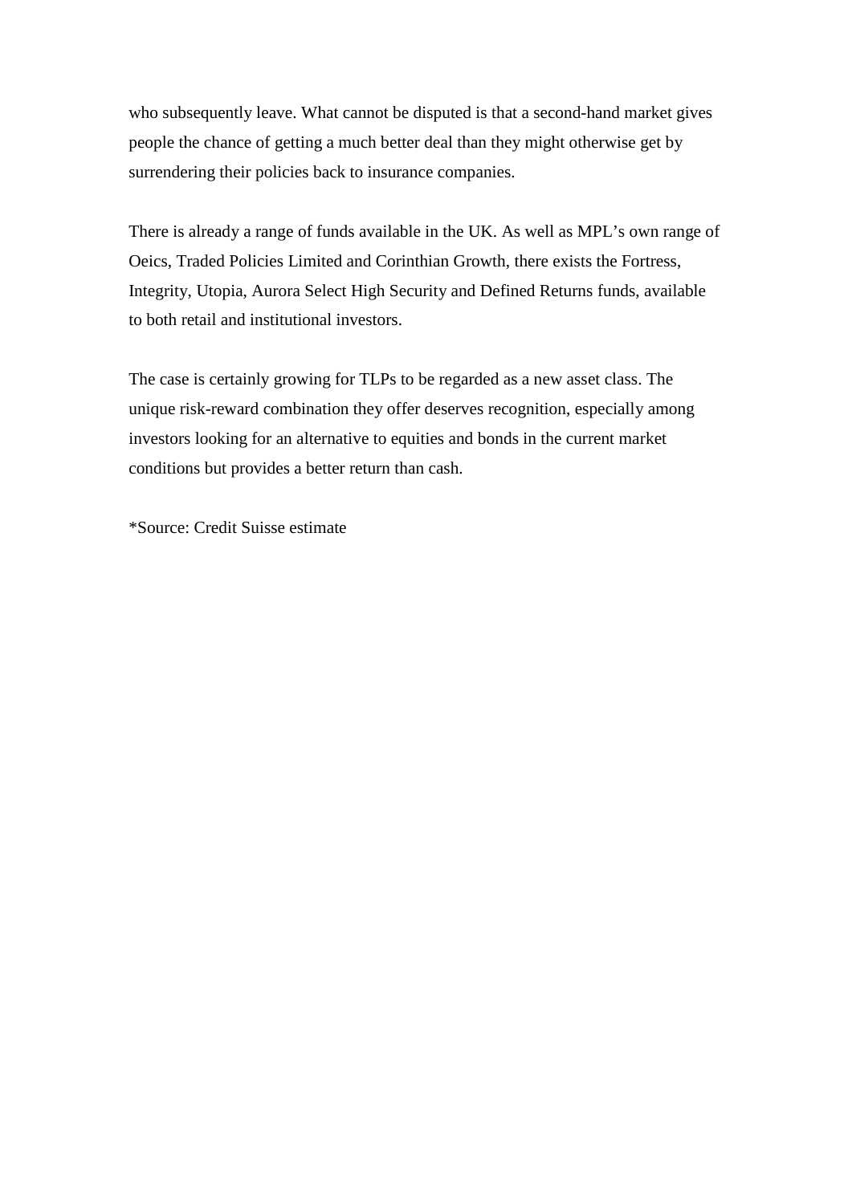who subsequently leave. What cannot be disputed is that a second-hand market gives people the chance of getting a much better deal than they might otherwise get by surrendering their policies back to insurance companies.

There is already a range of funds available in the UK. As well as MPL's own range of Oeics, Traded Policies Limited and Corinthian Growth, there exists the Fortress, Integrity, Utopia, Aurora Select High Security and Defined Returns funds, available to both retail and institutional investors.

The case is certainly growing for TLPs to be regarded as a new asset class. The unique risk-reward combination they offer deserves recognition, especially among investors looking for an alternative to equities and bonds in the current market conditions but provides a better return than cash.

*Source: Credit Suisse estimate